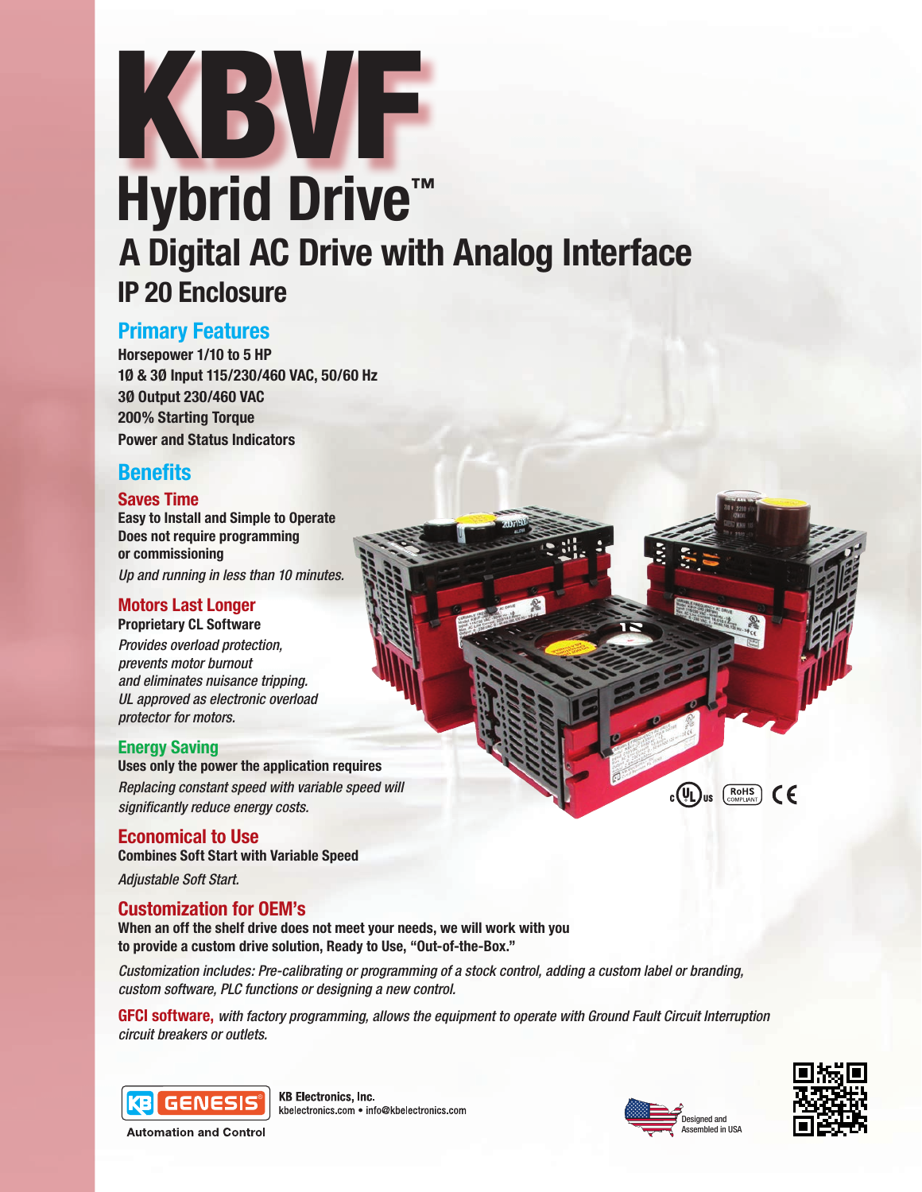# KBVF

# Hybrid Drive™

## A Digital AC Drive with Analog Interface

### IP 20 Enclosure

## Primary Features

**Horsepower 1/10 to 5 HP**
**1Ø & 3Ø Input 115/230/460 VAC, 50/60 Hz**
**3Ø Output 230/460 VAC**
**200% Starting Torque**
**Power and Status Indicators**

## Benefits

### Saves Time

**Easy to Install and Simple to Operate**
**Does not require programming or commissioning**

*Up and running in less than 10 minutes.*

### Motors Last Longer

**Proprietary CL Software**

*Provides overload protection, prevents motor burnout and eliminates nuisance tripping. UL approved as electronic overload protector for motors.*

### Energy Saving

**Uses only the power the application requires**

*Replacing constant speed with variable speed will significantly reduce energy costs.*

### Economical to Use

**Combines Soft Start with Variable Speed**

*Adjustable Soft Start.*

### Customization for OEM's

**When an off the shelf drive does not meet your needs, we will work with you to provide a custom drive solution, Ready to Use, "Out-of-the-Box."**

*Customization includes: Pre-calibrating or programming of a stock control, adding a custom label or branding, custom software, PLC functions or designing a new control.*

**GFCI software,** *with factory programming, allows the equipment to operate with Ground Fault Circuit Interruption circuit breakers or outlets.*

KB GENESIS® Automation and Control

**KB Electronics, Inc.**
kbelectronics.com • info@kbelectronics.com

Designed and Assembled in USA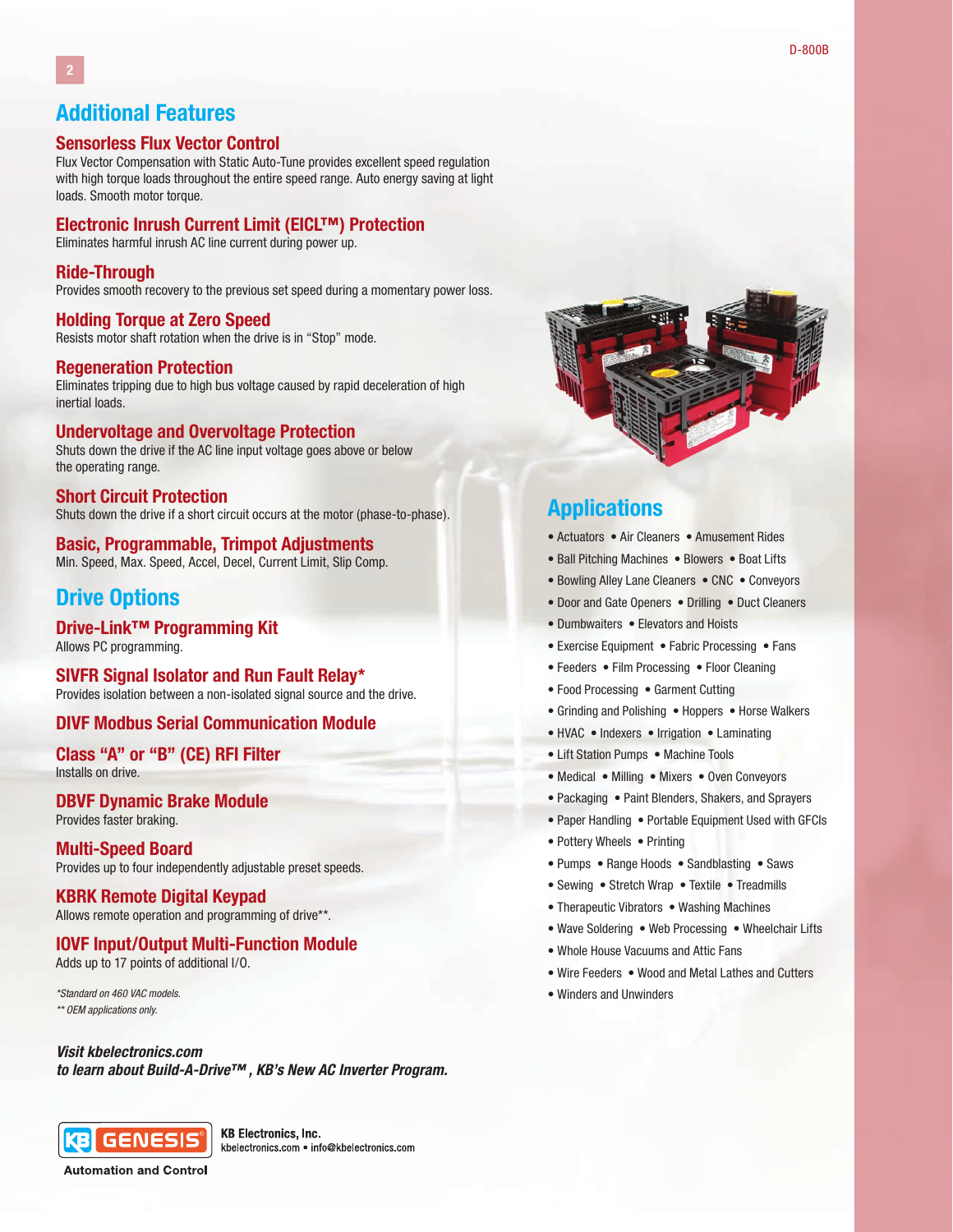## Additional Features

### Sensorless Flux Vector Control

Flux Vector Compensation with Static Auto-Tune provides excellent speed regulation with high torque loads throughout the entire speed range. Auto energy saving at light loads. Smooth motor torque.

### Electronic Inrush Current Limit (EICL™) Protection

Eliminates harmful inrush AC line current during power up.

### Ride-Through

Provides smooth recovery to the previous set speed during a momentary power loss.

### Holding Torque at Zero Speed

Resists motor shaft rotation when the drive is in "Stop" mode.

### Regeneration Protection

Eliminates tripping due to high bus voltage caused by rapid deceleration of high inertial loads.

### Undervoltage and Overvoltage Protection

Shuts down the drive if the AC line input voltage goes above or below the operating range.

### Short Circuit Protection

Shuts down the drive if a short circuit occurs at the motor (phase-to-phase).

### Basic, Programmable, Trimpot Adjustments

Min. Speed, Max. Speed, Accel, Decel, Current Limit, Slip Comp.

## Drive Options

### Drive-Link™ Programming Kit

Allows PC programming.

### SIVFR Signal Isolator and Run Fault Relay*

Provides isolation between a non-isolated signal source and the drive.

### DIVF Modbus Serial Communication Module

### Class "A" or "B" (CE) RFI Filter

Installs on drive.

### DBVF Dynamic Brake Module

Provides faster braking.

### Multi-Speed Board

Provides up to four independently adjustable preset speeds.

### KBRK Remote Digital Keypad

Allows remote operation and programming of drive**.

### IOVF Input/Output Multi-Function Module

Adds up to 17 points of additional I/O.

*\*Standard on 460 VAC models.*
*\*\* OEM applications only.*

***Visit kbelectronics.com to learn about Build-A-Drive™ , KB's New AC Inverter Program.***

## Applications

- Actuators • Air Cleaners • Amusement Rides
- Ball Pitching Machines • Blowers • Boat Lifts
- Bowling Alley Lane Cleaners • CNC • Conveyors
- Door and Gate Openers • Drilling • Duct Cleaners
- Dumbwaiters • Elevators and Hoists
- Exercise Equipment • Fabric Processing • Fans
- Feeders • Film Processing • Floor Cleaning
- Food Processing • Garment Cutting
- Grinding and Polishing • Hoppers • Horse Walkers
- HVAC • Indexers • Irrigation • Laminating
- Lift Station Pumps • Machine Tools
- Medical • Milling • Mixers • Oven Conveyors
- Packaging • Paint Blenders, Shakers, and Sprayers
- Paper Handling • Portable Equipment Used with GFCIs
- Pottery Wheels • Printing
- Pumps • Range Hoods • Sandblasting • Saws
- Sewing • Stretch Wrap • Textile • Treadmills
- Therapeutic Vibrators • Washing Machines
- Wave Soldering • Web Processing • Wheelchair Lifts
- Whole House Vacuums and Attic Fans
- Wire Feeders • Wood and Metal Lathes and Cutters
- Winders and Unwinders

KB GENESIS Automation and Control

**KB Electronics, Inc.**
kbelectronics.com • info@kbelectronics.com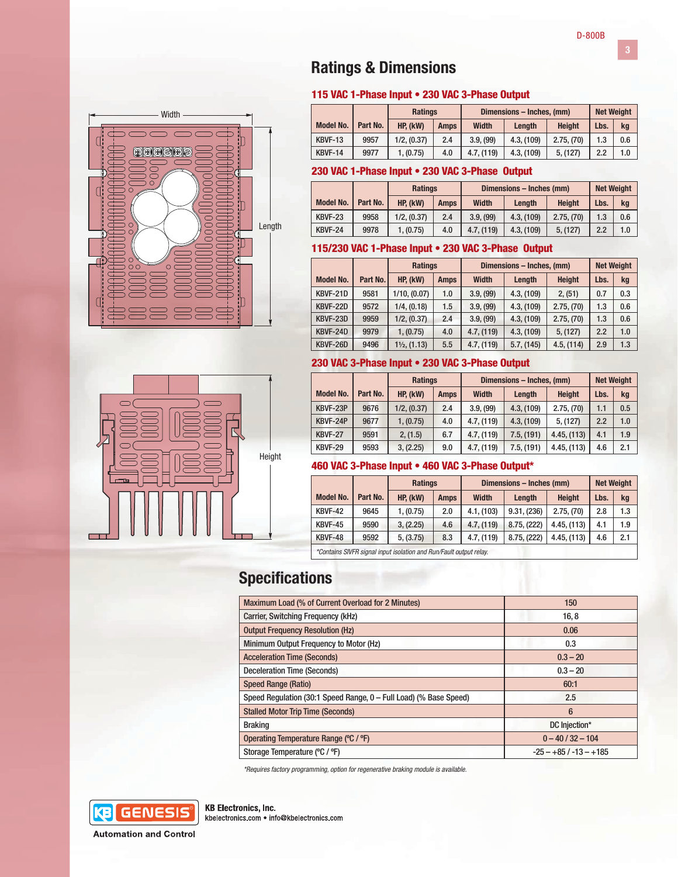## Ratings & Dimensions

### 115 VAC 1-Phase Input • 230 VAC 3-Phase Output

| Model No. | Part No. | Ratings | | Dimensions – Inches, (mm) | | | Net Weight | |
|---|---|---|---|---|---|---|---|---|
| | | HP, (kW) | Amps | Width | Length | Height | Lbs. | kg |
| KBVF-13 | 9957 | 1/2, (0.37) | 2.4 | 3.9, (99) | 4.3, (109) | 2.75, (70) | 1.3 | 0.6 |
| KBVF-14 | 9977 | 1, (0.75) | 4.0 | 4.7, (119) | 4.3, (109) | 5, (127) | 2.2 | 1.0 |

### 230 VAC 1-Phase Input • 230 VAC 3-Phase Output

| Model No. | Part No. | Ratings | | Dimensions – Inches (mm) | | | Net Weight | |
|---|---|---|---|---|---|---|---|---|
| | | HP, (kW) | Amps | Width | Length | Height | Lbs. | kg |
| KBVF-23 | 9958 | 1/2, (0.37) | 2.4 | 3.9, (99) | 4.3, (109) | 2.75, (70) | 1.3 | 0.6 |
| KBVF-24 | 9978 | 1, (0.75) | 4.0 | 4.7, (119) | 4.3, (109) | 5, (127) | 2.2 | 1.0 |

### 115/230 VAC 1-Phase Input • 230 VAC 3-Phase Output

| Model No. | Part No. | Ratings | | Dimensions – Inches, (mm) | | | Net Weight | |
|---|---|---|---|---|---|---|---|---|
| | | HP, (kW) | Amps | Width | Length | Height | Lbs. | kg |
| KBVF-21D | 9581 | 1/10, (0.07) | 1.0 | 3.9, (99) | 4.3, (109) | 2, (51) | 0.7 | 0.3 |
| KBVF-22D | 9572 | 1/4, (0.18) | 1.5 | 3.9, (99) | 4.3, (109) | 2.75, (70) | 1.3 | 0.6 |
| KBVF-23D | 9959 | 1/2, (0.37) | 2.4 | 3.9, (99) | 4.3, (109) | 2.75, (70) | 1.3 | 0.6 |
| KBVF-24D | 9979 | 1, (0.75) | 4.0 | 4.7, (119) | 4.3, (109) | 5, (127) | 2.2 | 1.0 |
| KBVF-26D | 9496 | 1½, (1.13) | 5.5 | 4.7, (119) | 5.7, (145) | 4.5, (114) | 2.9 | 1.3 |

### 230 VAC 3-Phase Input • 230 VAC 3-Phase Output

| Model No. | Part No. | Ratings | | Dimensions – Inches, (mm) | | | Net Weight | |
|---|---|---|---|---|---|---|---|---|
| | | HP, (kW) | Amps | Width | Length | Height | Lbs. | kg |
| KBVF-23P | 9676 | 1/2, (0.37) | 2.4 | 3.9, (99) | 4.3, (109) | 2.75, (70) | 1.1 | 0.5 |
| KBVF-24P | 9677 | 1, (0.75) | 4.0 | 4.7, (119) | 4.3, (109) | 5, (127) | 2.2 | 1.0 |
| KBVF-27 | 9591 | 2, (1.5) | 6.7 | 4.7, (119) | 7.5, (191) | 4.45, (113) | 4.1 | 1.9 |
| KBVF-29 | 9593 | 3, (2.25) | 9.0 | 4.7, (119) | 7.5, (191) | 4.45, (113) | 4.6 | 2.1 |

### 460 VAC 3-Phase Input • 460 VAC 3-Phase Output*

| Model No. | Part No. | Ratings | | Dimensions – Inches (mm) | | | Net Weight | |
|---|---|---|---|---|---|---|---|---|
| | | HP, (kW) | Amps | Width | Length | Height | Lbs. | kg |
| KBVF-42 | 9645 | 1, (0.75) | 2.0 | 4.1, (103) | 9.31, (236) | 2.75, (70) | 2.8 | 1.3 |
| KBVF-45 | 9590 | 3, (2.25) | 4.6 | 4.7, (119) | 8.75, (222) | 4.45, (113) | 4.1 | 1.9 |
| KBVF-48 | 9592 | 5, (3.75) | 8.3 | 4.7, (119) | 8.75, (222) | 4.45, (113) | 4.6 | 2.1 |

*Contains SIVFR signal input isolation and Run/Fault output relay.*

Width

Length

Height

## Specifications

| | |
|---|---|
| Maximum Load (% of Current Overload for 2 Minutes) | 150 |
| Carrier, Switching Frequency (kHz) | 16, 8 |
| Output Frequency Resolution (Hz) | 0.06 |
| Minimum Output Frequency to Motor (Hz) | 0.3 |
| Acceleration Time (Seconds) | 0.3 – 20 |
| Deceleration Time (Seconds) | 0.3 – 20 |
| Speed Range (Ratio) | 60:1 |
| Speed Regulation (30:1 Speed Range, 0 – Full Load) (% Base Speed) | 2.5 |
| Stalled Motor Trip Time (Seconds) | 6 |
| Braking | DC Injection* |
| Operating Temperature Range (ºC / ºF) | 0 – 40 / 32 – 104 |
| Storage Temperature (ºC / ºF) | -25 – +85 / -13 – +185 |

*Requires factory programming, option for regenerative braking module is available.*

KB GENESIS Automation and Control

**KB Electronics, Inc.**
kbelectronics.com • info@kbelectronics.com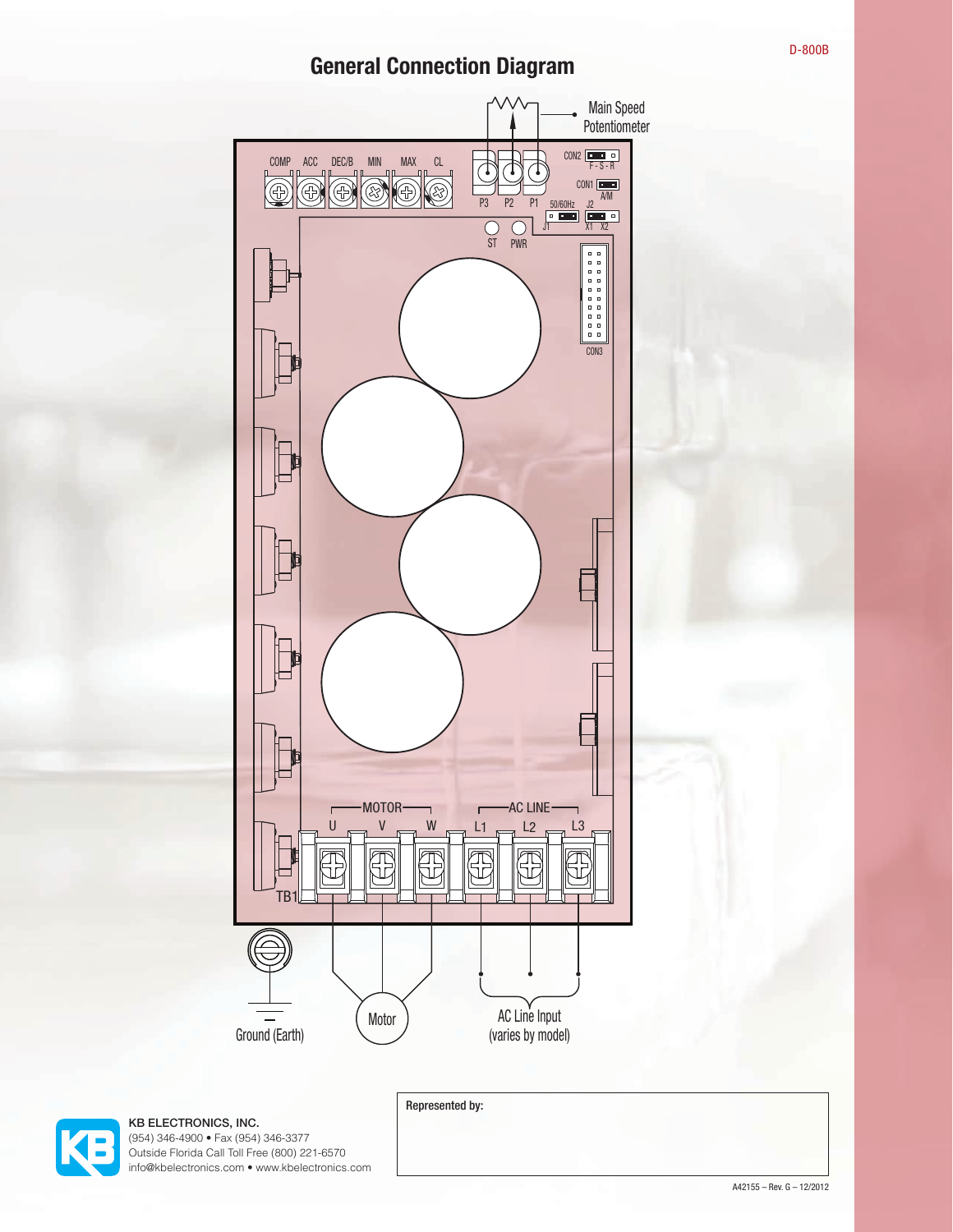## General Connection Diagram

Main Speed Potentiometer

COMP ACC DEC/B MIN MAX CL

P3 P2 P1

CON2 F - S - R

CON1 A/M

50/60Hz J2

J1 X1 X2

ST PWR

CON3

MOTOR

U V W

AC LINE

L1 L2 L3

TB1

Ground (Earth)

Motor

AC Line Input (varies by model)

**KB ELECTRONICS, INC.**
(954) 346-4900 • Fax (954) 346-3377
Outside Florida Call Toll Free (800) 221-6570
info@kbelectronics.com • www.kbelectronics.com

**Represented by:**

A42155 – Rev. G – 12/2012